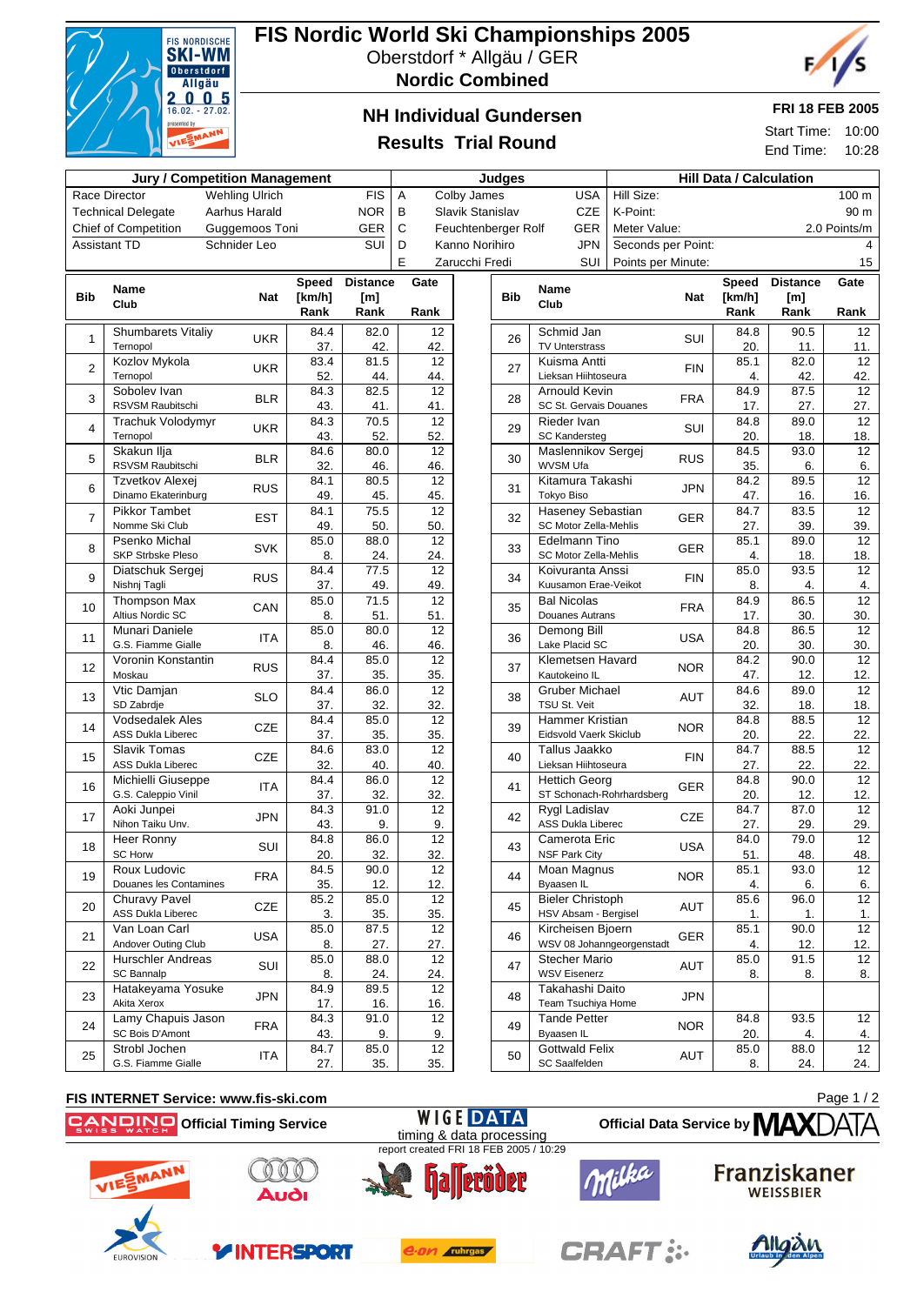# FIS Nordic World Ski Championships 2005

Oberstdorf * Allgäu / GER

**Nordic Combined**

## NH Individual Gundersen

## Results Trial Round

**FRI 18 FEB 2005**

Start Time: 10:00

End Time: 10:28

| Jury / Competition Management | | |
|---|---|---|
| Race Director | Wehling Ulrich | FIS |
| Technical Delegate | Aarhus Harald | NOR |
| Chief of Competition | Guggemoos Toni | GER |
| Assistant TD | Schnider Leo | SUI |

| Judges | | |
|---|---|---|
| A | Colby James | USA |
| B | Slavik Stanislav | CZE |
| C | Feuchtenberger Rolf | GER |
| D | Kanno Norihiro | JPN |
| E | Zarucchi Fredi | SUI |

| Hill Data / Calculation | |
|---|---|
| Hill Size: | 100 m |
| K-Point: | 90 m |
| Meter Value: | 2.0 Points/m |
| Seconds per Point: | 4 |
| Points per Minute: | 15 |

| Bib | Name / Club | Nat | Speed [km/h] | Speed Rank | Distance [m] | Distance Rank | Gate | Gate Rank |
|---|---|---|---|---|---|---|---|---|
| 1 | Shumbarets Vitaliy / Ternopol | UKR | 84.4 | 37. | 82.0 | 42. | 12 | 42. |
| 2 | Kozlov Mykola / Ternopol | UKR | 83.4 | 52. | 81.5 | 44. | 12 | 44. |
| 3 | Sobolev Ivan / RSVSM Raubitschi | BLR | 84.3 | 43. | 82.5 | 41. | 12 | 41. |
| 4 | Trachuk Volodymyr / Ternopol | UKR | 84.3 | 43. | 70.5 | 52. | 12 | 52. |
| 5 | Skakun Ilja / RSVSM Raubitschi | BLR | 84.6 | 32. | 80.0 | 46. | 12 | 46. |
| 6 | Tzvetkov Alexej / Dinamo Ekaterinburg | RUS | 84.1 | 49. | 80.5 | 45. | 12 | 45. |
| 7 | Pikkor Tambet / Nomme Ski Club | EST | 84.1 | 49. | 75.5 | 50. | 12 | 50. |
| 8 | Psenko Michal / SKP Strbske Pleso | SVK | 85.0 | 8. | 88.0 | 24. | 12 | 24. |
| 9 | Diatschuk Sergej / Nishnj Tagli | RUS | 84.4 | 37. | 77.5 | 49. | 12 | 49. |
| 10 | Thompson Max / Altius Nordic SC | CAN | 85.0 | 8. | 71.5 | 51. | 12 | 51. |
| 11 | Munari Daniele / G.S. Fiamme Gialle | ITA | 85.0 | 8. | 80.0 | 46. | 12 | 46. |
| 12 | Voronin Konstantin / Moskau | RUS | 84.4 | 37. | 85.0 | 35. | 12 | 35. |
| 13 | Vtic Damjan / SD Zabrdje | SLO | 84.4 | 37. | 86.0 | 32. | 12 | 32. |
| 14 | Vodsedalek Ales / ASS Dukla Liberec | CZE | 84.4 | 37. | 85.0 | 35. | 12 | 35. |
| 15 | Slavik Tomas / ASS Dukla Liberec | CZE | 84.6 | 32. | 83.0 | 40. | 12 | 40. |
| 16 | Michielli Giuseppe / G.S. Caleppio Vinil | ITA | 84.4 | 37. | 86.0 | 32. | 12 | 32. |
| 17 | Aoki Junpei / Nihon Taiku Unv. | JPN | 84.3 | 43. | 91.0 | 9. | 12 | 9. |
| 18 | Heer Ronny / SC Horw | SUI | 84.8 | 20. | 86.0 | 32. | 12 | 32. |
| 19 | Roux Ludovic / Douanes les Contamines | FRA | 84.5 | 35. | 90.0 | 12. | 12 | 12. |
| 20 | Churavy Pavel / ASS Dukla Liberec | CZE | 85.2 | 3. | 85.0 | 35. | 12 | 35. |
| 21 | Van Loan Carl / Andover Outing Club | USA | 85.0 | 8. | 87.5 | 27. | 12 | 27. |
| 22 | Hurschler Andreas / SC Bannalp | SUI | 85.0 | 8. | 88.0 | 24. | 12 | 24. |
| 23 | Hatakeyama Yosuke / Akita Xerox | JPN | 84.9 | 17. | 89.5 | 16. | 12 | 16. |
| 24 | Lamy Chapuis Jason / SC Bois D'Amont | FRA | 84.3 | 43. | 91.0 | 9. | 12 | 9. |
| 25 | Strobl Jochen / G.S. Fiamme Gialle | ITA | 84.7 | 27. | 85.0 | 35. | 12 | 35. |
| 26 | Schmid Jan / TV Unterstrass | SUI | 84.8 | 20. | 90.5 | 11. | 12 | 11. |
| 27 | Kuisma Antti / Lieksan Hiihtoseura | FIN | 85.1 | 4. | 82.0 | 42. | 12 | 42. |
| 28 | Arnould Kevin / SC St. Gervais Douanes | FRA | 84.9 | 17. | 87.5 | 27. | 12 | 27. |
| 29 | Rieder Ivan / SC Kandersteg | SUI | 84.8 | 20. | 89.0 | 18. | 12 | 18. |
| 30 | Maslennikov Sergej / WVSM Ufa | RUS | 84.5 | 35. | 93.0 | 6. | 12 | 6. |
| 31 | Kitamura Takashi / Tokyo Biso | JPN | 84.2 | 47. | 89.5 | 16. | 12 | 16. |
| 32 | Haseney Sebastian / SC Motor Zella-Mehlis | GER | 84.7 | 27. | 83.5 | 39. | 12 | 39. |
| 33 | Edelmann Tino / SC Motor Zella-Mehlis | GER | 85.1 | 4. | 89.0 | 18. | 12 | 18. |
| 34 | Koivuranta Anssi / Kuusamon Erae-Veikot | FIN | 85.0 | 8. | 93.5 | 4. | 12 | 4. |
| 35 | Bal Nicolas / Douanes Autrans | FRA | 84.9 | 17. | 86.5 | 30. | 12 | 30. |
| 36 | Demong Bill / Lake Placid SC | USA | 84.8 | 20. | 86.5 | 30. | 12 | 30. |
| 37 | Klemetsen Havard / Kautokeino IL | NOR | 84.2 | 47. | 90.0 | 12. | 12 | 12. |
| 38 | Gruber Michael / TSU St. Veit | AUT | 84.6 | 32. | 89.0 | 18. | 12 | 18. |
| 39 | Hammer Kristian / Eidsvold Vaerk Skiclub | NOR | 84.8 | 20. | 88.5 | 22. | 12 | 22. |
| 40 | Tallus Jaakko / Lieksan Hiihtoseura | FIN | 84.7 | 27. | 88.5 | 22. | 12 | 22. |
| 41 | Hettich Georg / ST Schonach-Rohrhardsberg | GER | 84.8 | 20. | 90.0 | 12. | 12 | 12. |
| 42 | Rygl Ladislav / ASS Dukla Liberec | CZE | 84.7 | 27. | 87.0 | 29. | 12 | 29. |
| 43 | Camerota Eric / NSF Park City | USA | 84.0 | 51. | 79.0 | 48. | 12 | 48. |
| 44 | Moan Magnus / Byaasen IL | NOR | 85.1 | 4. | 93.0 | 6. | 12 | 6. |
| 45 | Bieler Christoph / HSV Absam - Bergisel | AUT | 85.6 | 1. | 96.0 | 1. | 12 | 1. |
| 46 | Kircheisen Bjoern / WSV 08 Johanngeorgenstadt | GER | 85.1 | 4. | 90.0 | 12. | 12 | 12. |
| 47 | Stecher Mario / WSV Eisenerz | AUT | 85.0 | 8. | 91.5 | 8. | 12 | 8. |
| 48 | Takahashi Daito / Team Tsuchiya Home | JPN | | | | | | |
| 49 | Tande Petter / Byaasen IL | NOR | 84.8 | 20. | 93.5 | 4. | 12 | 4. |
| 50 | Gottwald Felix / SC Saalfelden | AUT | 85.0 | 8. | 88.0 | 24. | 12 | 24. |

FIS INTERNET Service: www.fis-ski.com

Official Timing Service — WIGE DATA timing & data processing — Official Data Service by MAXDATA

report created FRI 18 FEB 2005 / 10:29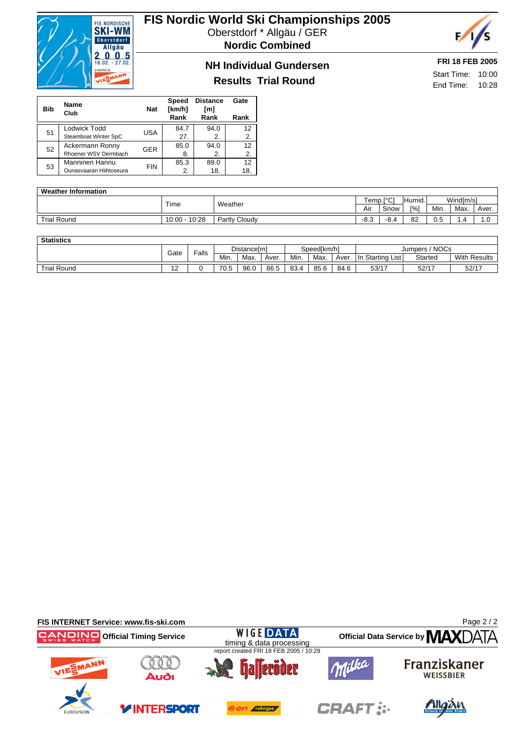# FIS Nordic World Ski Championships 2005

Oberstdorf * Allgäu / GER

**Nordic Combined**

## NH Individual Gundersen

## Results Trial Round

**FRI 18 FEB 2005**

Start Time: 10:00

End Time: 10:28

| Bib | Name / Club | Nat | Speed [km/h] Rank | Distance [m] Rank | Gate Rank |
|---|---|---|---|---|---|
| 51 | Lodwick Todd / Steamboat Winter SpC | USA | 84.7 / 27. | 94.0 / 2. | 12 / 2. |
| 52 | Ackermann Ronny / Rhoener WSV Dermbach | GER | 85.0 / 8. | 94.0 / 2. | 12 / 2. |
| 53 | Manninen Hannu / Ounasvaaran Hiihtoseura | FIN | 85.3 / 2. | 89.0 / 18. | 12 / 18. |

**Weather Information**

| | Time | Weather | Temp.[°C] | | Humid. | Wind[m/s] | | |
|---|---|---|---|---|---|---|---|---|
| | | | Air | Snow | [%] | Min. | Max. | Aver. |
| Trial Round | 10:00 - 10:28 | Partly Cloudy | -8.3 | -8.4 | 82 | 0.5 | 1.4 | 1.0 |

**Statistics**

| | Gate | Falls | Distance[m] | | | Speed[km/h] | | | Jumpers / NOCs | | |
|---|---|---|---|---|---|---|---|---|---|---|---|
| | | | Min. | Max. | Aver. | Min. | Max. | Aver. | In Starting List | Started | With Results |
| Trial Round | 12 | 0 | 70.5 | 96.0 | 86.5 | 83.4 | 85.6 | 84.6 | 53/17 | 52/17 | 52/17 |

FIS INTERNET Service: www.fis-ski.com

CANDINO Official Timing Service

WIGE DATA timing & data processing

report created FRI 18 FEB 2005 / 10:29

Official Data Service by MAXDATA